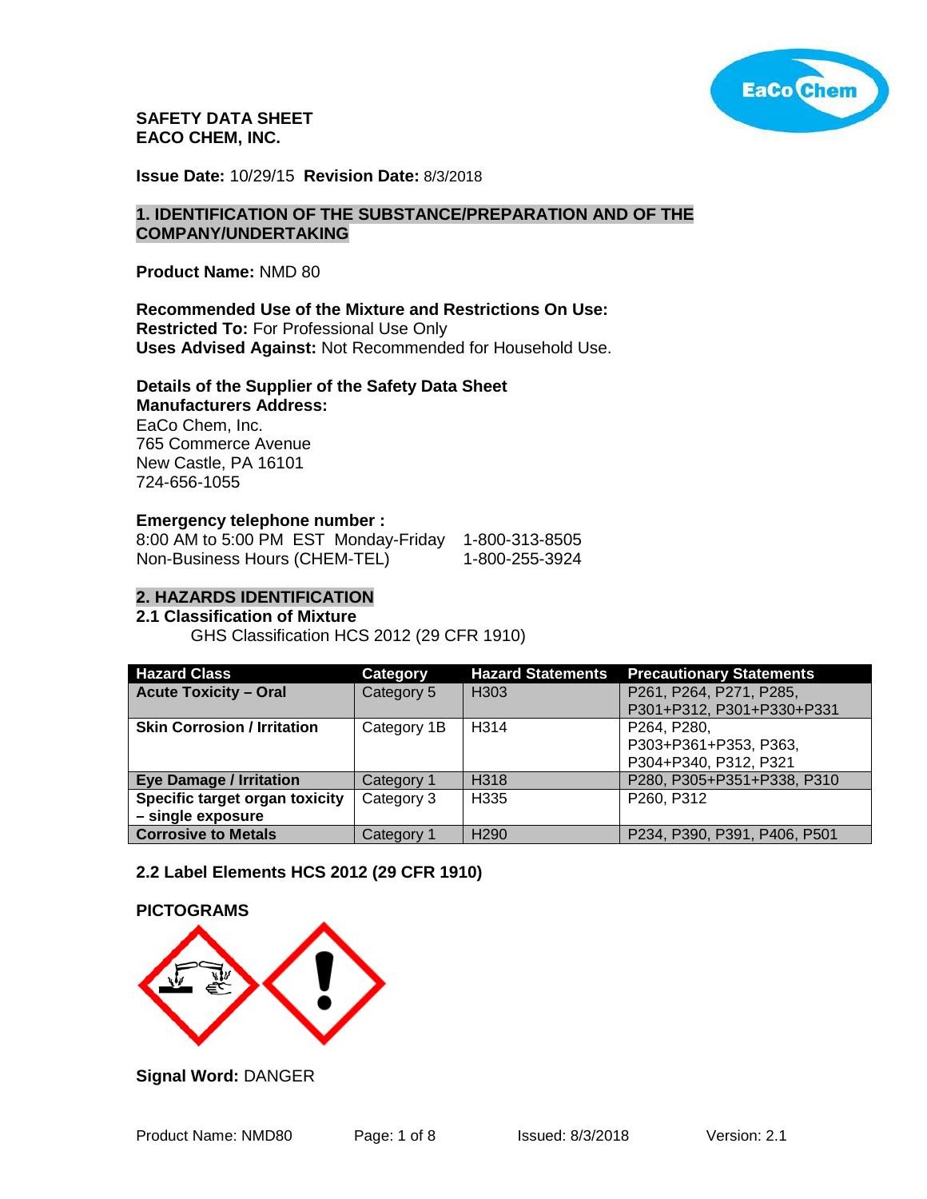**SAFETY DATA SHEET**
**EACO CHEM, INC.**

**Issue Date:** 10/29/15 **Revision Date:** 8/3/2018

## 1. IDENTIFICATION OF THE SUBSTANCE/PREPARATION AND OF THE COMPANY/UNDERTAKING

**Product Name:** NMD 80

**Recommended Use of the Mixture and Restrictions On Use:**
**Restricted To:** For Professional Use Only
**Uses Advised Against:** Not Recommended for Household Use.

**Details of the Supplier of the Safety Data Sheet**
**Manufacturers Address:**
EaCo Chem, Inc.
765 Commerce Avenue
New Castle, PA 16101
724-656-1055

**Emergency telephone number :**

| | |
|---|---|
| 8:00 AM to 5:00 PM EST Monday-Friday | 1-800-313-8505 |
| Non-Business Hours (CHEM-TEL) | 1-800-255-3924 |

## 2. HAZARDS IDENTIFICATION

### 2.1 Classification of Mixture

GHS Classification HCS 2012 (29 CFR 1910)

| Hazard Class | Category | Hazard Statements | Precautionary Statements |
|---|---|---|---|
| **Acute Toxicity – Oral** | Category 5 | H303 | P261, P264, P271, P285, P301+P312, P301+P330+P331 |
| **Skin Corrosion / Irritation** | Category 1B | H314 | P264, P280, P303+P361+P353, P363, P304+P340, P312, P321 |
| **Eye Damage / Irritation** | Category 1 | H318 | P280, P305+P351+P338, P310 |
| **Specific target organ toxicity – single exposure** | Category 3 | H335 | P260, P312 |
| **Corrosive to Metals** | Category 1 | H290 | P234, P390, P391, P406, P501 |

### 2.2 Label Elements HCS 2012 (29 CFR 1910)

**PICTOGRAMS**

**Signal Word:** DANGER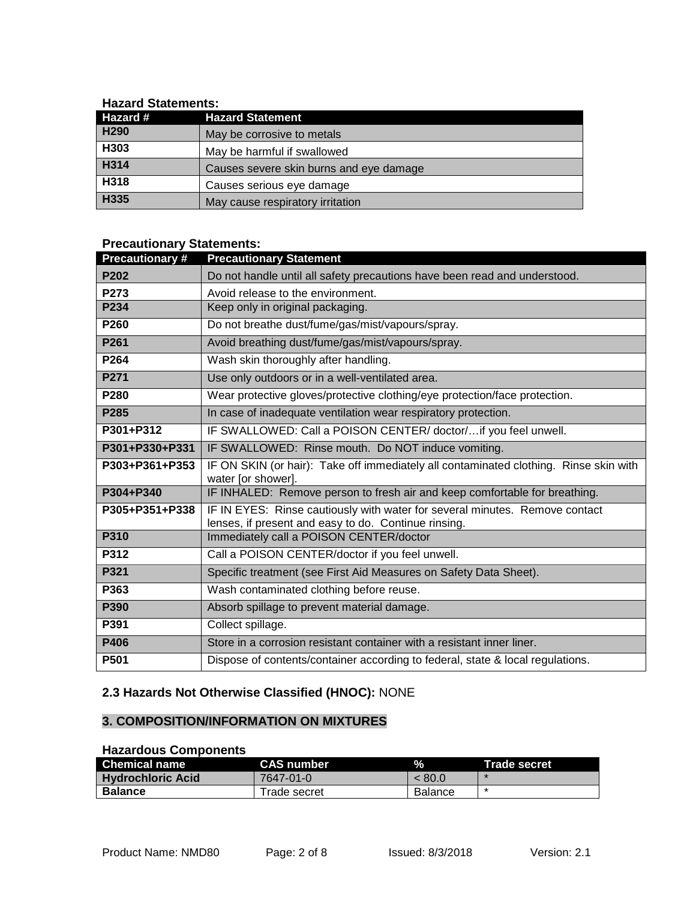**Hazard Statements:**

| Hazard # | Hazard Statement |
|---|---|
| H290 | May be corrosive to metals |
| H303 | May be harmful if swallowed |
| H314 | Causes severe skin burns and eye damage |
| H318 | Causes serious eye damage |
| H335 | May cause respiratory irritation |

**Precautionary Statements:**

| Precautionary # | Precautionary Statement |
|---|---|
| P202 | Do not handle until all safety precautions have been read and understood. |
| P273 | Avoid release to the environment. |
| P234 | Keep only in original packaging. |
| P260 | Do not breathe dust/fume/gas/mist/vapours/spray. |
| P261 | Avoid breathing dust/fume/gas/mist/vapours/spray. |
| P264 | Wash skin thoroughly after handling. |
| P271 | Use only outdoors or in a well-ventilated area. |
| P280 | Wear protective gloves/protective clothing/eye protection/face protection. |
| P285 | In case of inadequate ventilation wear respiratory protection. |
| P301+P312 | IF SWALLOWED: Call a POISON CENTER/ doctor/…if you feel unwell. |
| P301+P330+P331 | IF SWALLOWED: Rinse mouth. Do NOT induce vomiting. |
| P303+P361+P353 | IF ON SKIN (or hair): Take off immediately all contaminated clothing. Rinse skin with water [or shower]. |
| P304+P340 | IF INHALED: Remove person to fresh air and keep comfortable for breathing. |
| P305+P351+P338 | IF IN EYES: Rinse cautiously with water for several minutes. Remove contact lenses, if present and easy to do. Continue rinsing. |
| P310 | Immediately call a POISON CENTER/doctor |
| P312 | Call a POISON CENTER/doctor if you feel unwell. |
| P321 | Specific treatment (see First Aid Measures on Safety Data Sheet). |
| P363 | Wash contaminated clothing before reuse. |
| P390 | Absorb spillage to prevent material damage. |
| P391 | Collect spillage. |
| P406 | Store in a corrosion resistant container with a resistant inner liner. |
| P501 | Dispose of contents/container according to federal, state & local regulations. |

**2.3 Hazards Not Otherwise Classified (HNOC):** NONE

## 3. COMPOSITION/INFORMATION ON MIXTURES

**Hazardous Components**

| Chemical name | CAS number | % | Trade secret |
|---|---|---|---|
| Hydrochloric Acid | 7647-01-0 | < 80.0 | * |
| Balance | Trade secret | Balance | * |

Product Name: NMD80 Issued: 8/3/2018 Version: 2.1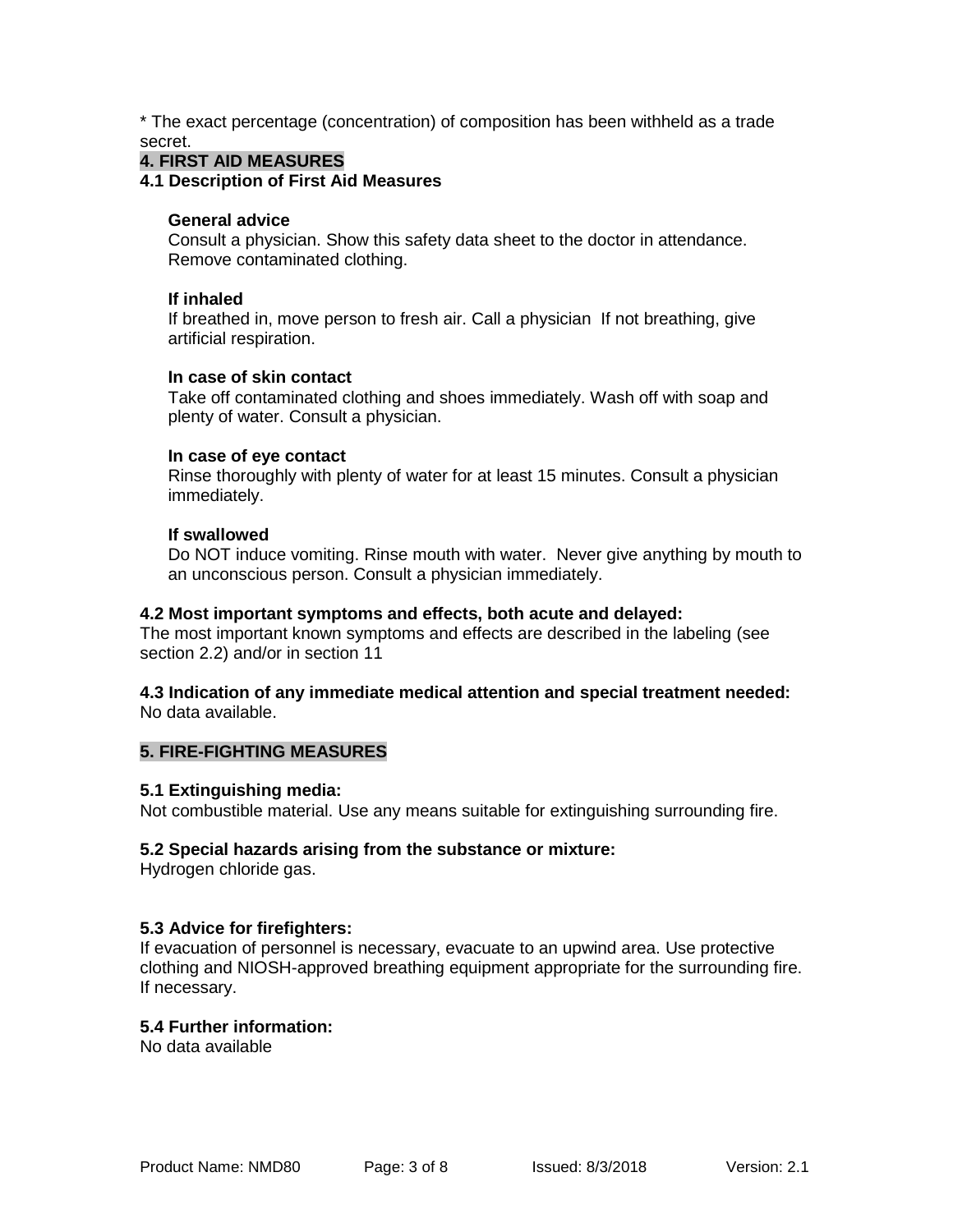* The exact percentage (concentration) of composition has been withheld as a trade secret.

## 4. FIRST AID MEASURES

### 4.1 Description of First Aid Measures

**General advice**
Consult a physician. Show this safety data sheet to the doctor in attendance. Remove contaminated clothing.

**If inhaled**
If breathed in, move person to fresh air. Call a physician  If not breathing, give artificial respiration.

**In case of skin contact**
Take off contaminated clothing and shoes immediately. Wash off with soap and plenty of water. Consult a physician.

**In case of eye contact**
Rinse thoroughly with plenty of water for at least 15 minutes. Consult a physician immediately.

**If swallowed**
Do NOT induce vomiting. Rinse mouth with water.  Never give anything by mouth to an unconscious person. Consult a physician immediately.

### 4.2 Most important symptoms and effects, both acute and delayed:

The most important known symptoms and effects are described in the labeling (see section 2.2) and/or in section 11

### 4.3 Indication of any immediate medical attention and special treatment needed:

No data available.

## 5. FIRE-FIGHTING MEASURES

### 5.1 Extinguishing media:

Not combustible material. Use any means suitable for extinguishing surrounding fire.

### 5.2 Special hazards arising from the substance or mixture:

Hydrogen chloride gas.

### 5.3 Advice for firefighters:

If evacuation of personnel is necessary, evacuate to an upwind area. Use protective clothing and NIOSH-approved breathing equipment appropriate for the surrounding fire. If necessary.

### 5.4 Further information:

No data available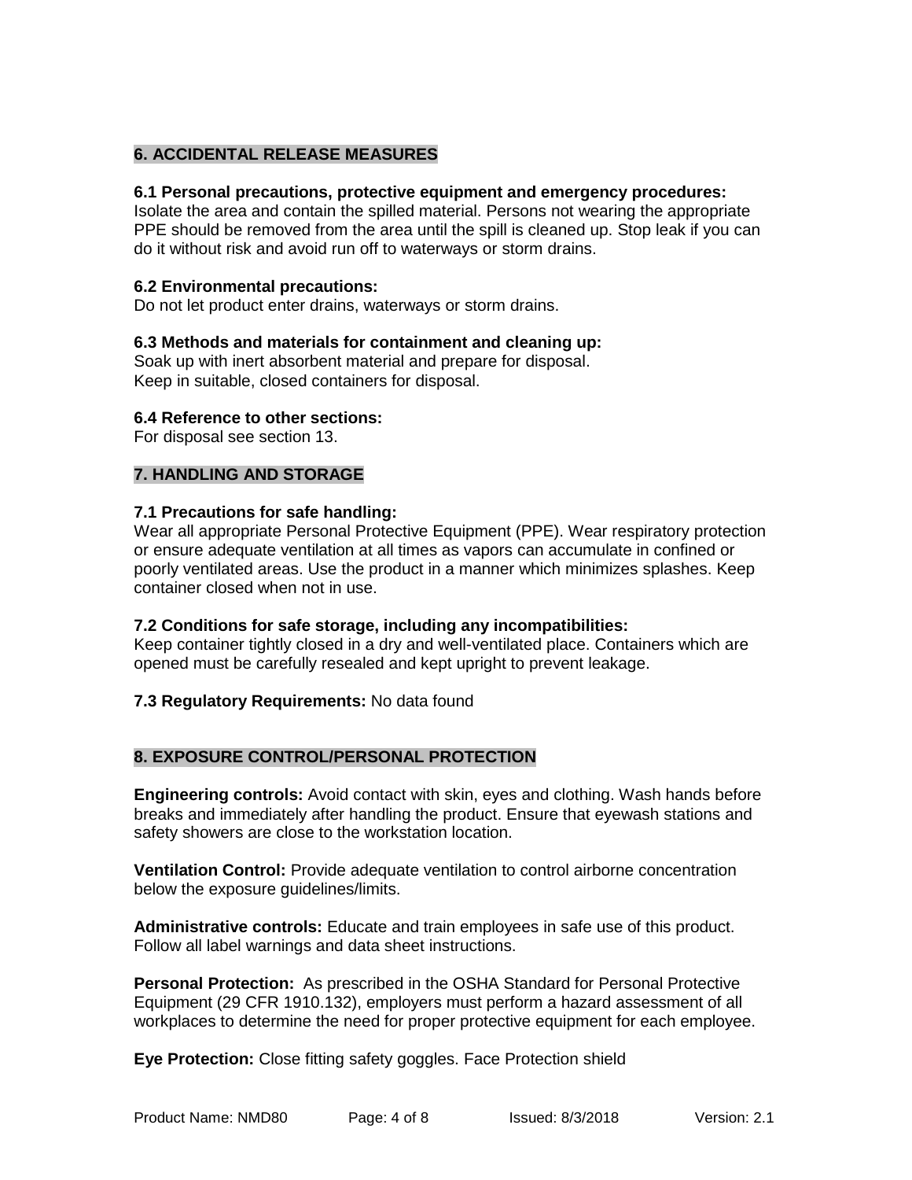## 6. ACCIDENTAL RELEASE MEASURES

**6.1 Personal precautions, protective equipment and emergency procedures:**
Isolate the area and contain the spilled material. Persons not wearing the appropriate PPE should be removed from the area until the spill is cleaned up. Stop leak if you can do it without risk and avoid run off to waterways or storm drains.

**6.2 Environmental precautions:**
Do not let product enter drains, waterways or storm drains.

**6.3 Methods and materials for containment and cleaning up:**
Soak up with inert absorbent material and prepare for disposal.
Keep in suitable, closed containers for disposal.

**6.4 Reference to other sections:**
For disposal see section 13.

## 7. HANDLING AND STORAGE

**7.1 Precautions for safe handling:**
Wear all appropriate Personal Protective Equipment (PPE). Wear respiratory protection or ensure adequate ventilation at all times as vapors can accumulate in confined or poorly ventilated areas. Use the product in a manner which minimizes splashes. Keep container closed when not in use.

**7.2 Conditions for safe storage, including any incompatibilities:**
Keep container tightly closed in a dry and well-ventilated place. Containers which are opened must be carefully resealed and kept upright to prevent leakage.

**7.3 Regulatory Requirements:** No data found

## 8. EXPOSURE CONTROL/PERSONAL PROTECTION

**Engineering controls:** Avoid contact with skin, eyes and clothing. Wash hands before breaks and immediately after handling the product. Ensure that eyewash stations and safety showers are close to the workstation location.

**Ventilation Control:** Provide adequate ventilation to control airborne concentration below the exposure guidelines/limits.

**Administrative controls:** Educate and train employees in safe use of this product. Follow all label warnings and data sheet instructions.

**Personal Protection:** As prescribed in the OSHA Standard for Personal Protective Equipment (29 CFR 1910.132), employers must perform a hazard assessment of all workplaces to determine the need for proper protective equipment for each employee.

**Eye Protection:** Close fitting safety goggles. Face Protection shield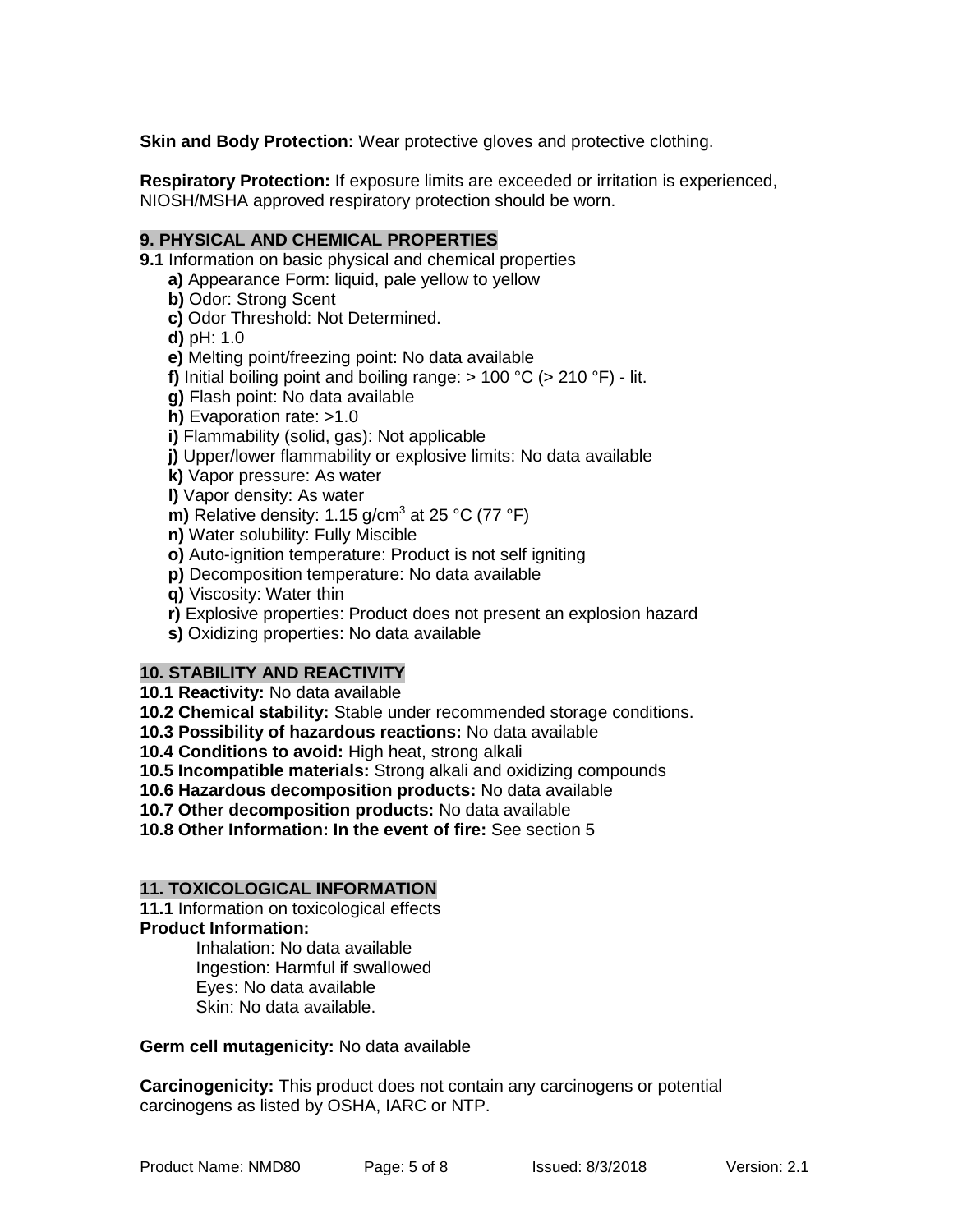**Skin and Body Protection:** Wear protective gloves and protective clothing.

**Respiratory Protection:** If exposure limits are exceeded or irritation is experienced, NIOSH/MSHA approved respiratory protection should be worn.

## 9. PHYSICAL AND CHEMICAL PROPERTIES

**9.1** Information on basic physical and chemical properties

- **a)** Appearance Form: liquid, pale yellow to yellow
- **b)** Odor: Strong Scent
- **c)** Odor Threshold: Not Determined.
- **d)** pH: 1.0
- **e)** Melting point/freezing point: No data available
- **f)** Initial boiling point and boiling range: > 100 °C (> 210 °F) - lit.
- **g)** Flash point: No data available
- **h)** Evaporation rate: >1.0
- **i)** Flammability (solid, gas): Not applicable
- **j)** Upper/lower flammability or explosive limits: No data available
- **k)** Vapor pressure: As water
- **l)** Vapor density: As water
- **m)** Relative density: 1.15 $g/cm^3$ at 25 °C (77 °F)
- **n)** Water solubility: Fully Miscible
- **o)** Auto-ignition temperature: Product is not self igniting
- **p)** Decomposition temperature: No data available
- **q)** Viscosity: Water thin
- **r)** Explosive properties: Product does not present an explosion hazard
- **s)** Oxidizing properties: No data available

## 10. STABILITY AND REACTIVITY

**10.1 Reactivity:** No data available
**10.2 Chemical stability:** Stable under recommended storage conditions.
**10.3 Possibility of hazardous reactions:** No data available
**10.4 Conditions to avoid:** High heat, strong alkali
**10.5 Incompatible materials:** Strong alkali and oxidizing compounds
**10.6 Hazardous decomposition products:** No data available
**10.7 Other decomposition products:** No data available
**10.8 Other Information: In the event of fire:** See section 5

## 11. TOXICOLOGICAL INFORMATION

**11.1** Information on toxicological effects
**Product Information:**

Inhalation: No data available
Ingestion: Harmful if swallowed
Eyes: No data available
Skin: No data available.

**Germ cell mutagenicity:** No data available

**Carcinogenicity:** This product does not contain any carcinogens or potential carcinogens as listed by OSHA, IARC or NTP.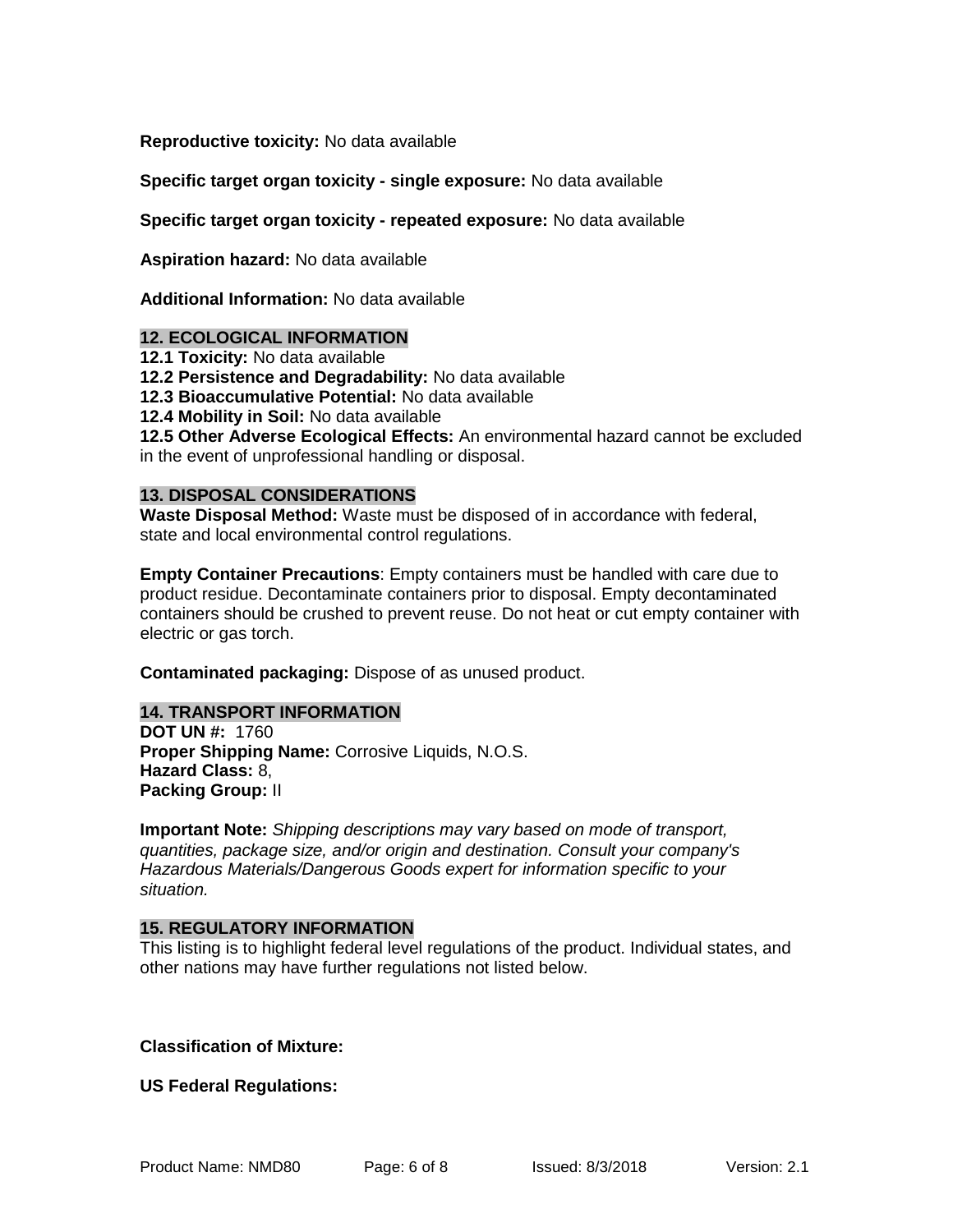**Reproductive toxicity:** No data available

**Specific target organ toxicity - single exposure:** No data available

**Specific target organ toxicity - repeated exposure:** No data available

**Aspiration hazard:** No data available

**Additional Information:** No data available

## 12. ECOLOGICAL INFORMATION

**12.1 Toxicity:** No data available
**12.2 Persistence and Degradability:** No data available
**12.3 Bioaccumulative Potential:** No data available
**12.4 Mobility in Soil:** No data available
**12.5 Other Adverse Ecological Effects:** An environmental hazard cannot be excluded in the event of unprofessional handling or disposal.

## 13. DISPOSAL CONSIDERATIONS

**Waste Disposal Method:** Waste must be disposed of in accordance with federal, state and local environmental control regulations.

**Empty Container Precautions**: Empty containers must be handled with care due to product residue. Decontaminate containers prior to disposal. Empty decontaminated containers should be crushed to prevent reuse. Do not heat or cut empty container with electric or gas torch.

**Contaminated packaging:** Dispose of as unused product.

## 14. TRANSPORT INFORMATION

**DOT UN #:** 1760
**Proper Shipping Name:** Corrosive Liquids, N.O.S.
**Hazard Class:** 8,
**Packing Group:** II

**Important Note:** *Shipping descriptions may vary based on mode of transport, quantities, package size, and/or origin and destination. Consult your company's Hazardous Materials/Dangerous Goods expert for information specific to your situation.*

## 15. REGULATORY INFORMATION

This listing is to highlight federal level regulations of the product. Individual states, and other nations may have further regulations not listed below.

**Classification of Mixture:**

**US Federal Regulations:**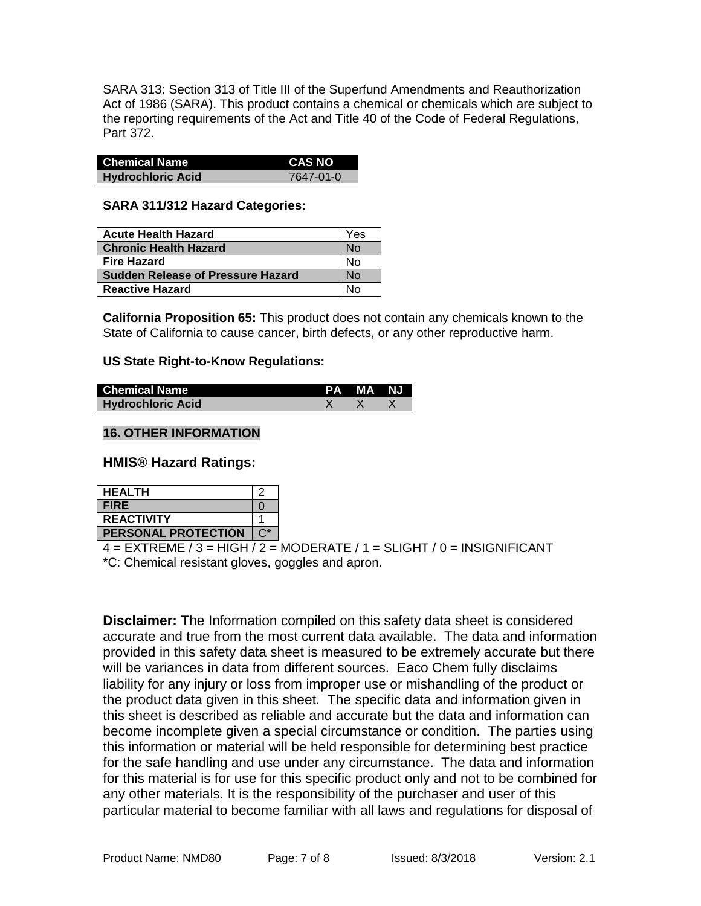SARA 313: Section 313 of Title III of the Superfund Amendments and Reauthorization Act of 1986 (SARA). This product contains a chemical or chemicals which are subject to the reporting requirements of the Act and Title 40 of the Code of Federal Regulations, Part 372.

| Chemical Name | CAS NO |
|---|---|
| Hydrochloric Acid | 7647-01-0 |

**SARA 311/312 Hazard Categories:**

| | |
|---|---|
| **Acute Health Hazard** | Yes |
| **Chronic Health Hazard** | No |
| **Fire Hazard** | No |
| **Sudden Release of Pressure Hazard** | No |
| **Reactive Hazard** | No |

**California Proposition 65:** This product does not contain any chemicals known to the State of California to cause cancer, birth defects, or any other reproductive harm.

**US State Right-to-Know Regulations:**

| Chemical Name | PA | MA | NJ |
|---|---|---|---|
| Hydrochloric Acid | X | X | X |

## 16. OTHER INFORMATION

### HMIS® Hazard Ratings:

| | |
|---|---|
| **HEALTH** | 2 |
| **FIRE** | 0 |
| **REACTIVITY** | 1 |
| **PERSONAL PROTECTION** | C* |

4 = EXTREME / 3 = HIGH / 2 = MODERATE / 1 = SLIGHT / 0 = INSIGNIFICANT

*C: Chemical resistant gloves, goggles and apron.

**Disclaimer:** The Information compiled on this safety data sheet is considered accurate and true from the most current data available. The data and information provided in this safety data sheet is measured to be extremely accurate but there will be variances in data from different sources. Eaco Chem fully disclaims liability for any injury or loss from improper use or mishandling of the product or the product data given in this sheet. The specific data and information given in this sheet is described as reliable and accurate but the data and information can become incomplete given a special circumstance or condition. The parties using this information or material will be held responsible for determining best practice for the safe handling and use under any circumstance. The data and information for this material is for use for this specific product only and not to be combined for any other materials. It is the responsibility of the purchaser and user of this particular material to become familiar with all laws and regulations for disposal of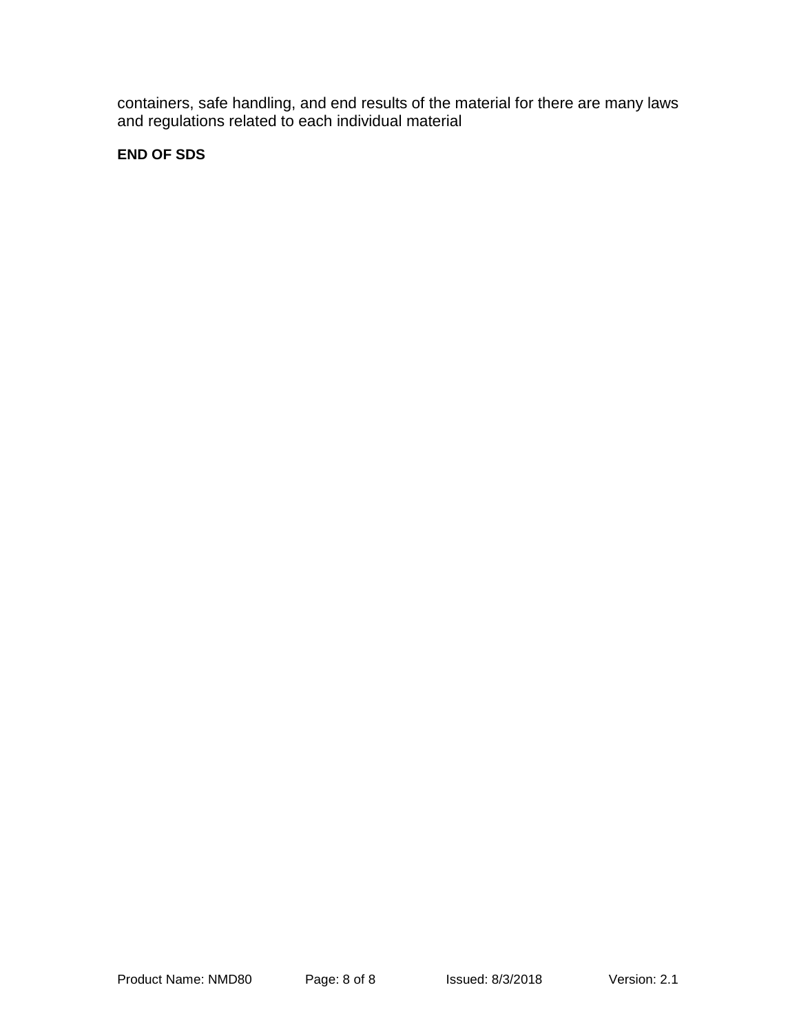containers, safe handling, and end results of the material for there are many laws and regulations related to each individual material

**END OF SDS**